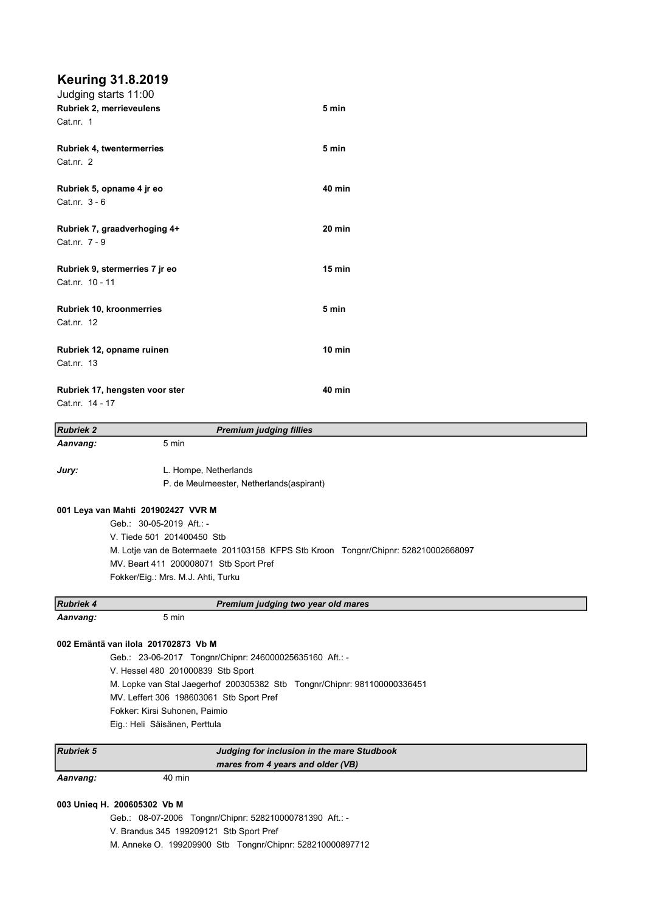# Keuring 31.8.2019

Judging starts 11:00

| | |
|---|---|
| **Rubriek 2, merrieveulens** | **5 min** |
| Cat.nr. 1 | |
| **Rubriek 4, twentermerries** | **5 min** |
| Cat.nr. 2 | |
| **Rubriek 5, opname 4 jr eo** | **40 min** |
| Cat.nr. 3 - 6 | |
| **Rubriek 7, graadverhoging 4+** | **20 min** |
| Cat.nr. 7 - 9 | |
| **Rubriek 9, stermerries 7 jr eo** | **15 min** |
| Cat.nr. 10 - 11 | |
| **Rubriek 10, kroonmerries** | **5 min** |
| Cat.nr. 12 | |
| **Rubriek 12, opname ruinen** | **10 min** |
| Cat.nr. 13 | |
| **Rubriek 17, hengsten voor ster** | **40 min** |
| Cat.nr. 14 - 17 | |

## *Rubriek 2* — *Premium judging fillies*

***Aanvang:*** 5 min

***Jury:*** L. Hompe, Netherlands
P. de Meulmeester, Netherlands(aspirant)

**001 Leya van Mahti 201902427 VVR M**

Geb.: 30-05-2019 Aft.: -
V. Tiede 501 201400450 Stb
M. Lotje van de Botermaete 201103158 KFPS Stb Kroon Tongnr/Chipnr: 528210002668097
MV. Beart 411 200008071 Stb Sport Pref
Fokker/Eig.: Mrs. M.J. Ahti, Turku

## *Rubriek 4* — *Premium judging two year old mares*

***Aanvang:*** 5 min

**002 Emäntä van ilola 201702873 Vb M**

Geb.: 23-06-2017 Tongnr/Chipnr: 246000025635160 Aft.: -
V. Hessel 480 201000839 Stb Sport
M. Lopke van Stal Jaegerhof 200305382 Stb Tongnr/Chipnr: 981100000336451
MV. Leffert 306 198603061 Stb Sport Pref
Fokker: Kirsi Suhonen, Paimio
Eig.: Heli Säisänen, Perttula

## *Rubriek 5* — *Judging for inclusion in the mare Studbook mares from 4 years and older (VB)*

***Aanvang:*** 40 min

**003 Unieq H. 200605302 Vb M**

Geb.: 08-07-2006 Tongnr/Chipnr: 528210000781390 Aft.: -
V. Brandus 345 199209121 Stb Sport Pref
M. Anneke O. 199209900 Stb Tongnr/Chipnr: 528210000897712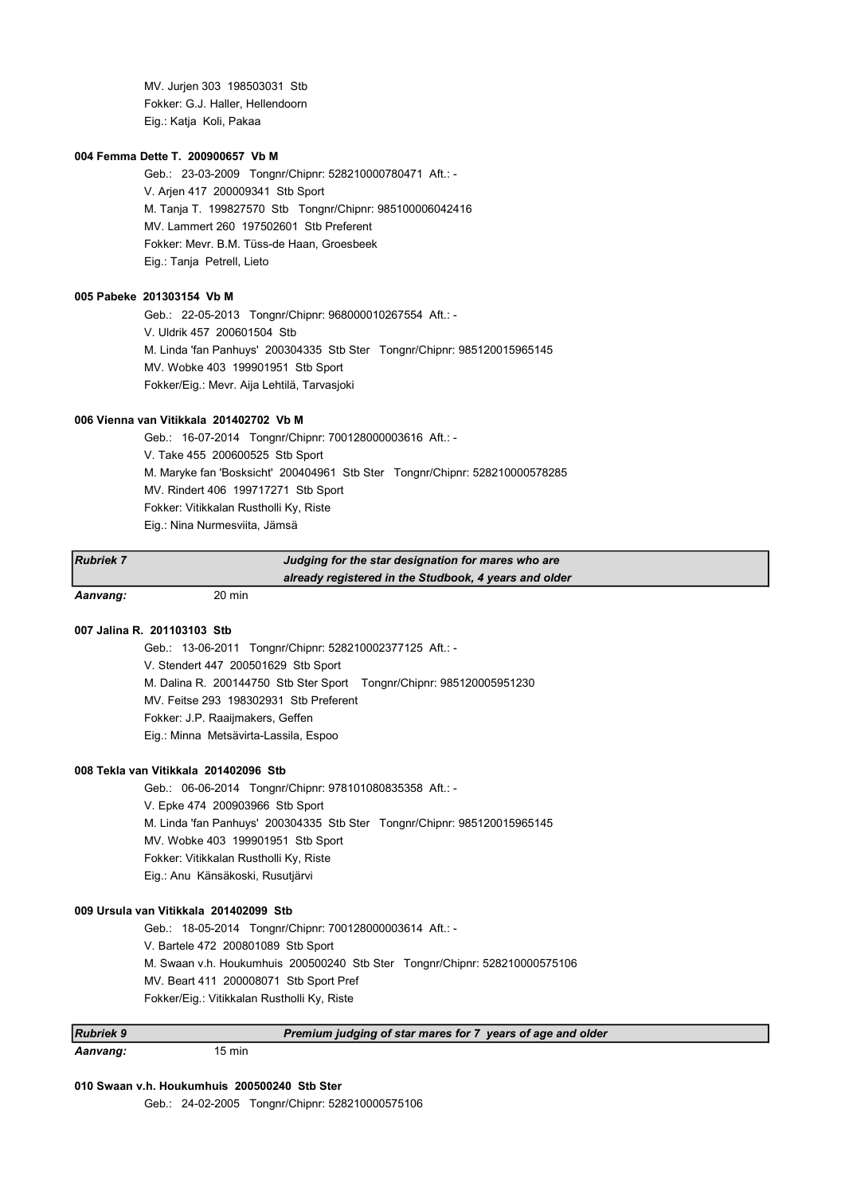MV. Jurjen 303  198503031  Stb
Fokker: G.J. Haller, Hellendoorn
Eig.: Katja  Koli, Pakaa

**004 Femma Dette T.  200900657  Vb M**

Geb.:  23-03-2009   Tongnr/Chipnr: 528210000780471  Aft.: -
V. Arjen 417  200009341  Stb Sport
M. Tanja T.  199827570  Stb   Tongnr/Chipnr: 985100006042416
MV. Lammert 260  197502601  Stb Preferent
Fokker: Mevr. B.M. Tüss-de Haan, Groesbeek
Eig.: Tanja  Petrell, Lieto

**005 Pabeke  201303154  Vb M**

Geb.:  22-05-2013   Tongnr/Chipnr: 968000010267554  Aft.: -
V. Uldrik 457  200601504  Stb
M. Linda 'fan Panhuys'  200304335  Stb Ster   Tongnr/Chipnr: 985120015965145
MV. Wobke 403  199901951  Stb Sport
Fokker/Eig.: Mevr. Aija Lehtilä, Tarvasjoki

**006 Vienna van Vitikkala  201402702  Vb M**

Geb.:  16-07-2014   Tongnr/Chipnr: 700128000003616  Aft.: -
V. Take 455  200600525  Stb Sport
M. Maryke fan 'Bosksicht'  200404961  Stb Ster   Tongnr/Chipnr: 528210000578285
MV. Rindert 406  199717271  Stb Sport
Fokker: Vitikkalan Rustholli Ky, Riste
Eig.: Nina Nurmesviita, Jämsä

| *Rubriek 7* | *Judging for the star designation for mares who are already registered in the Studbook, 4 years and older* |
|---|---|

*Aanvang:* 20 min

**007 Jalina R.  201103103  Stb**

Geb.:  13-06-2011   Tongnr/Chipnr: 528210002377125  Aft.: -
V. Stendert 447  200501629  Stb Sport
M. Dalina R.  200144750  Stb Ster Sport    Tongnr/Chipnr: 985120005951230
MV. Feitse 293  198302931  Stb Preferent
Fokker: J.P. Raaijmakers, Geffen
Eig.: Minna  Metsävirta-Lassila, Espoo

**008 Tekla van Vitikkala  201402096  Stb**

Geb.:  06-06-2014   Tongnr/Chipnr: 978101080835358  Aft.: -
V. Epke 474  200903966  Stb Sport
M. Linda 'fan Panhuys'  200304335  Stb Ster   Tongnr/Chipnr: 985120015965145
MV. Wobke 403  199901951  Stb Sport
Fokker: Vitikkalan Rustholli Ky, Riste
Eig.: Anu  Känsäkoski, Rusutjärvi

**009 Ursula van Vitikkala  201402099  Stb**

Geb.:  18-05-2014   Tongnr/Chipnr: 700128000003614  Aft.: -
V. Bartele 472  200801089  Stb Sport
M. Swaan v.h. Houkumhuis  200500240  Stb Ster   Tongnr/Chipnr: 528210000575106
MV. Beart 411  200008071  Stb Sport Pref
Fokker/Eig.: Vitikkalan Rustholli Ky, Riste

| *Rubriek 9* | *Premium judging of star mares for 7  years of age and older* |
|---|---|

*Aanvang:* 15 min

**010 Swaan v.h. Houkumhuis  200500240  Stb Ster**

Geb.:  24-02-2005   Tongnr/Chipnr: 528210000575106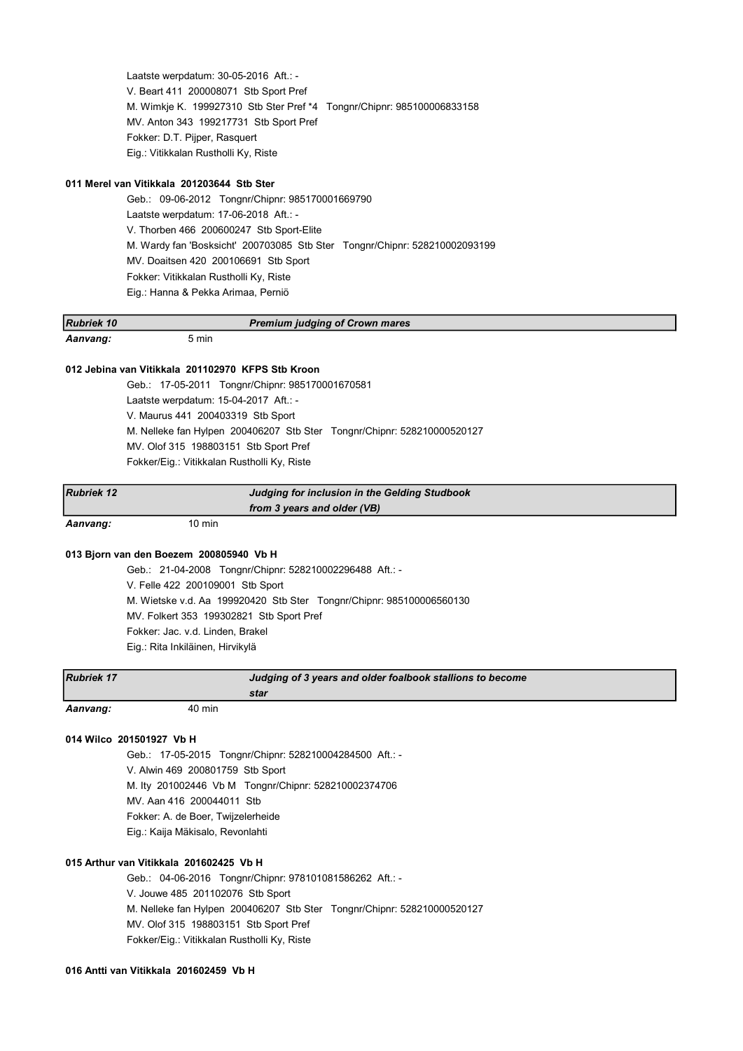Laatste werpdatum: 30-05-2016 Aft.: -
V. Beart 411 200008071 Stb Sport Pref
M. Wimkje K. 199927310 Stb Ster Pref *4 Tongnr/Chipnr: 985100006833158
MV. Anton 343 199217731 Stb Sport Pref
Fokker: D.T. Pijper, Rasquert
Eig.: Vitikkalan Rustholli Ky, Riste

**011 Merel van Vitikkala 201203644 Stb Ster**

Geb.: 09-06-2012 Tongnr/Chipnr: 985170001669790
Laatste werpdatum: 17-06-2018 Aft.: -
V. Thorben 466 200600247 Stb Sport-Elite
M. Wardy fan 'Bosksicht' 200703085 Stb Ster Tongnr/Chipnr: 528210002093199
MV. Doaitsen 420 200106691 Stb Sport
Fokker: Vitikkalan Rustholli Ky, Riste
Eig.: Hanna & Pekka Arimaa, Perniö

| ***Rubriek 10*** | ***Premium judging of Crown mares*** |
|---|---|

***Aanvang:*** 5 min

**012 Jebina van Vitikkala 201102970 KFPS Stb Kroon**

Geb.: 17-05-2011 Tongnr/Chipnr: 985170001670581
Laatste werpdatum: 15-04-2017 Aft.: -
V. Maurus 441 200403319 Stb Sport
M. Nelleke fan Hylpen 200406207 Stb Ster Tongnr/Chipnr: 528210000520127
MV. Olof 315 198803151 Stb Sport Pref
Fokker/Eig.: Vitikkalan Rustholli Ky, Riste

| ***Rubriek 12*** | ***Judging for inclusion in the Gelding Studbook from 3 years and older (VB)*** |
|---|---|

***Aanvang:*** 10 min

**013 Bjorn van den Boezem 200805940 Vb H**

Geb.: 21-04-2008 Tongnr/Chipnr: 528210002296488 Aft.: -
V. Felle 422 200109001 Stb Sport
M. Wietske v.d. Aa 199920420 Stb Ster Tongnr/Chipnr: 985100006560130
MV. Folkert 353 199302821 Stb Sport Pref
Fokker: Jac. v.d. Linden, Brakel
Eig.: Rita Inkiläinen, Hirvikylä

| ***Rubriek 17*** | ***Judging of 3 years and older foalbook stallions to become star*** |
|---|---|

***Aanvang:*** 40 min

**014 Wilco 201501927 Vb H**

Geb.: 17-05-2015 Tongnr/Chipnr: 528210004284500 Aft.: -
V. Alwin 469 200801759 Stb Sport
M. Ity 201002446 Vb M Tongnr/Chipnr: 528210002374706
MV. Aan 416 200044011 Stb
Fokker: A. de Boer, Twijzelerheide
Eig.: Kaija Mäkisalo, Revonlahti

**015 Arthur van Vitikkala 201602425 Vb H**

Geb.: 04-06-2016 Tongnr/Chipnr: 978101081586262 Aft.: -
V. Jouwe 485 201102076 Stb Sport
M. Nelleke fan Hylpen 200406207 Stb Ster Tongnr/Chipnr: 528210000520127
MV. Olof 315 198803151 Stb Sport Pref
Fokker/Eig.: Vitikkalan Rustholli Ky, Riste

**016 Antti van Vitikkala 201602459 Vb H**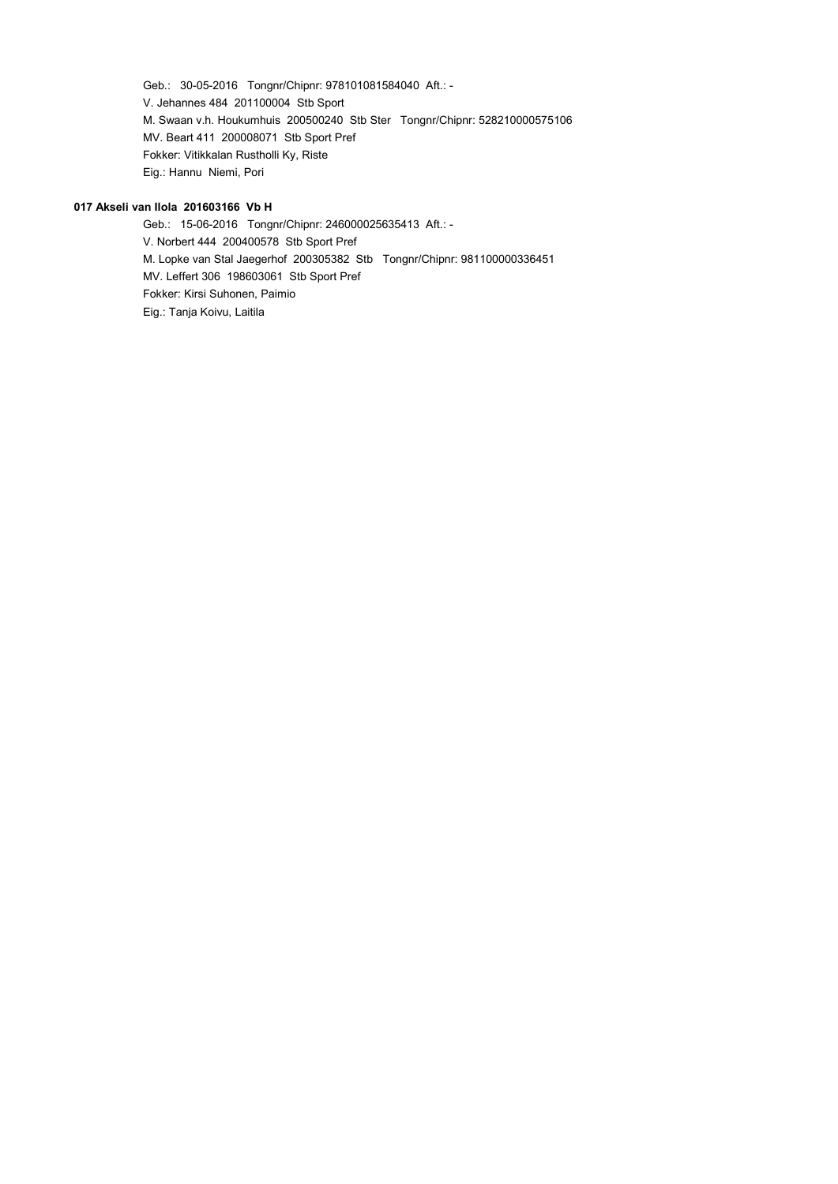Geb.: 30-05-2016 Tongnr/Chipnr: 978101081584040 Aft.: -
V. Jehannes 484 201100004 Stb Sport
M. Swaan v.h. Houkumhuis 200500240 Stb Ster Tongnr/Chipnr: 528210000575106
MV. Beart 411 200008071 Stb Sport Pref
Fokker: Vitikkalan Rustholli Ky, Riste
Eig.: Hannu Niemi, Pori

**017 Akseli van Ilola 201603166 Vb H**

Geb.: 15-06-2016 Tongnr/Chipnr: 246000025635413 Aft.: -
V. Norbert 444 200400578 Stb Sport Pref
M. Lopke van Stal Jaegerhof 200305382 Stb Tongnr/Chipnr: 981100000336451
MV. Leffert 306 198603061 Stb Sport Pref
Fokker: Kirsi Suhonen, Paimio
Eig.: Tanja Koivu, Laitila